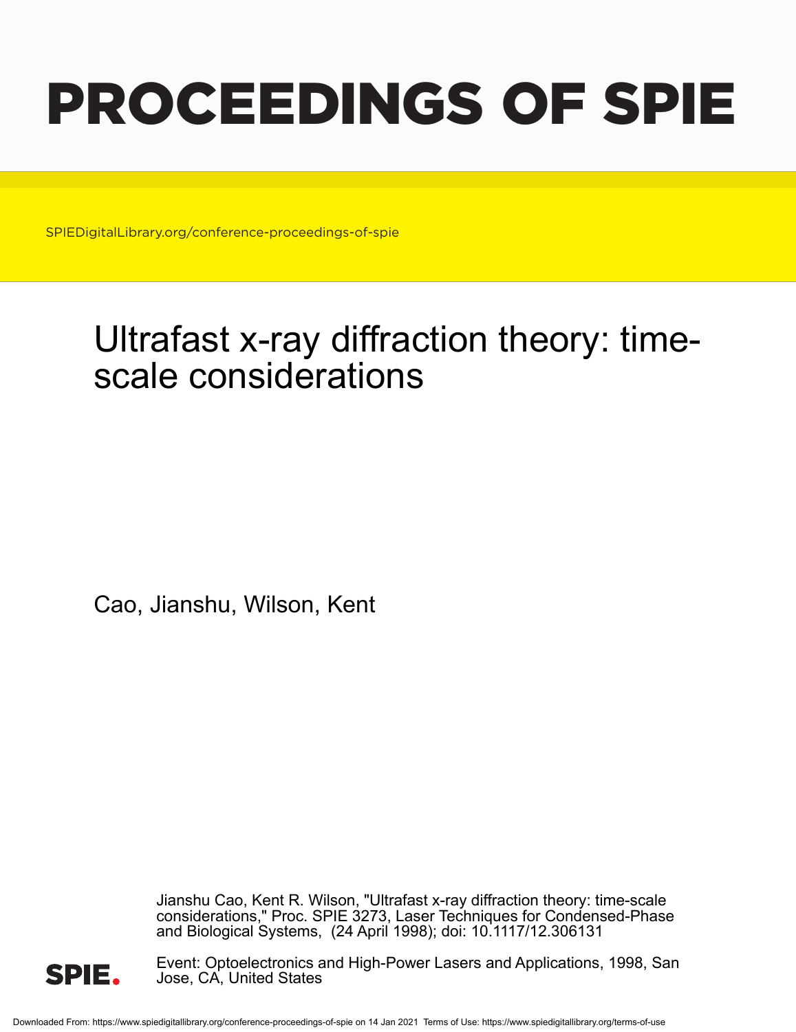# PROCEEDINGS OF SPIE

SPIEDigitalLibrary.org/conference-proceedings-of-spie

## Ultrafast x-ray diffraction theory: time-scale considerations

Cao, Jianshu, Wilson, Kent

Jianshu Cao, Kent R. Wilson, "Ultrafast x-ray diffraction theory: time-scale considerations," Proc. SPIE 3273, Laser Techniques for Condensed-Phase and Biological Systems, (24 April 1998); doi: 10.1117/12.306131

Event: Optoelectronics and High-Power Lasers and Applications, 1998, San Jose, CA, United States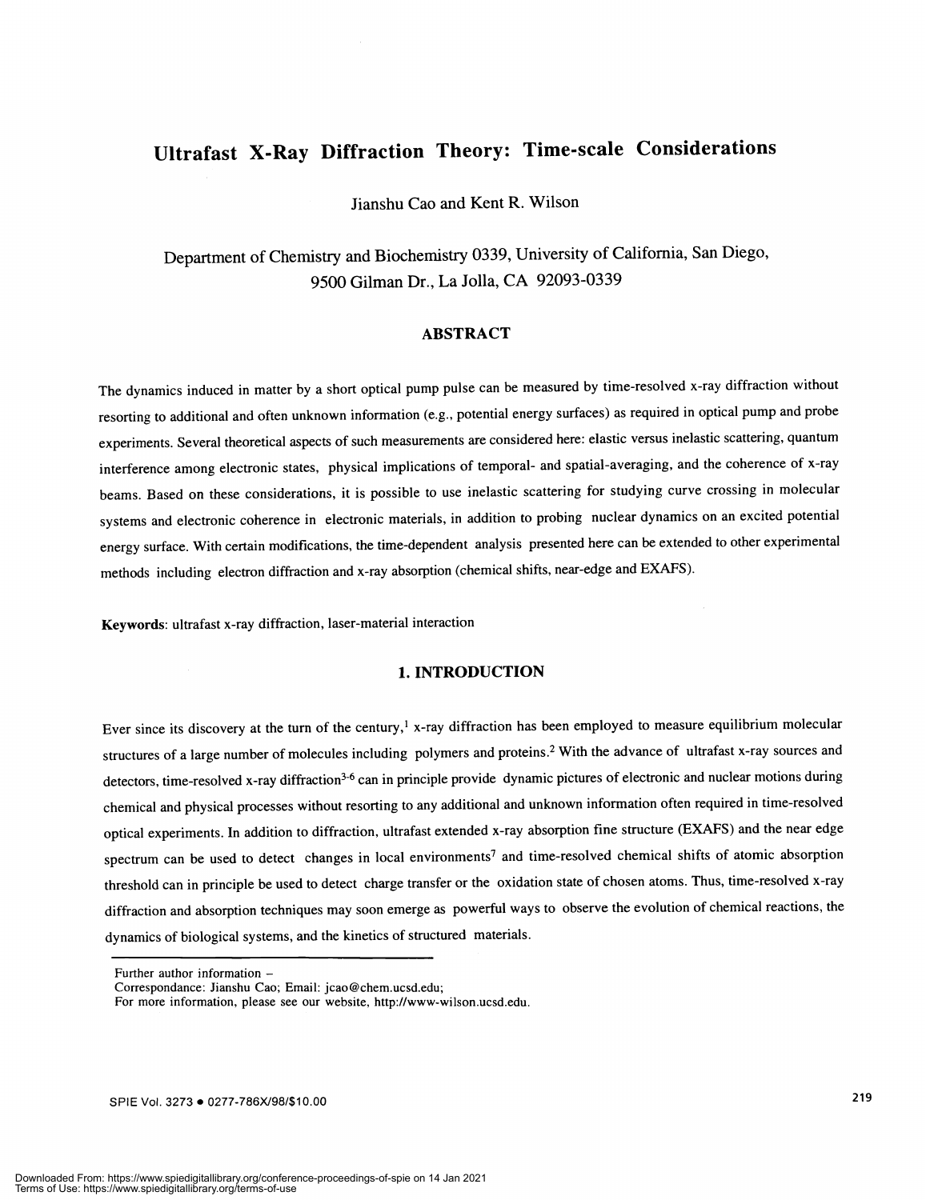# Ultrafast X-Ray Diffraction Theory: Time-scale Considerations

Jianshu Cao and Kent R. Wilson

Department of Chemistry and Biochemistry 0339, University of California, San Diego, 9500 Gilman Dr., La Jolla, CA 92093-0339

## ABSTRACT

The dynamics induced in matter by a short optical pump pulse can be measured by time-resolved x-ray diffraction without resorting to additional and often unknown information (e.g., potential energy surfaces) as required in optical pump and probe experiments. Several theoretical aspects of such measurements are considered here: elastic versus inelastic scattering, quantum interference among electronic states, physical implications of temporal- and spatial-averaging, and the coherence of x-ray beams. Based on these considerations, it is possible to use inelastic scattering for studying curve crossing in molecular systems and electronic coherence in electronic materials, in addition to probing nuclear dynamics on an excited potential energy surface. With certain modifications, the time-dependent analysis presented here can be extended to other experimental methods including electron diffraction and x-ray absorption (chemical shifts, near-edge and EXAFS).

**Keywords**: ultrafast x-ray diffraction, laser-material interaction

## 1. INTRODUCTION

Ever since its discovery at the turn of the century,[1] x-ray diffraction has been employed to measure equilibrium molecular structures of a large number of molecules including polymers and proteins.[2] With the advance of ultrafast x-ray sources and detectors, time-resolved x-ray diffraction[3-6] can in principle provide dynamic pictures of electronic and nuclear motions during chemical and physical processes without resorting to any additional and unknown information often required in time-resolved optical experiments. In addition to diffraction, ultrafast extended x-ray absorption fine structure (EXAFS) and the near edge spectrum can be used to detect changes in local environments[7] and time-resolved chemical shifts of atomic absorption threshold can in principle be used to detect charge transfer or the oxidation state of chosen atoms. Thus, time-resolved x-ray diffraction and absorption techniques may soon emerge as powerful ways to observe the evolution of chemical reactions, the dynamics of biological systems, and the kinetics of structured materials.

---

Further author information –
Correspondance: Jianshu Cao; Email: jcao@chem.ucsd.edu;
For more information, please see our website, http://www-wilson.ucsd.edu.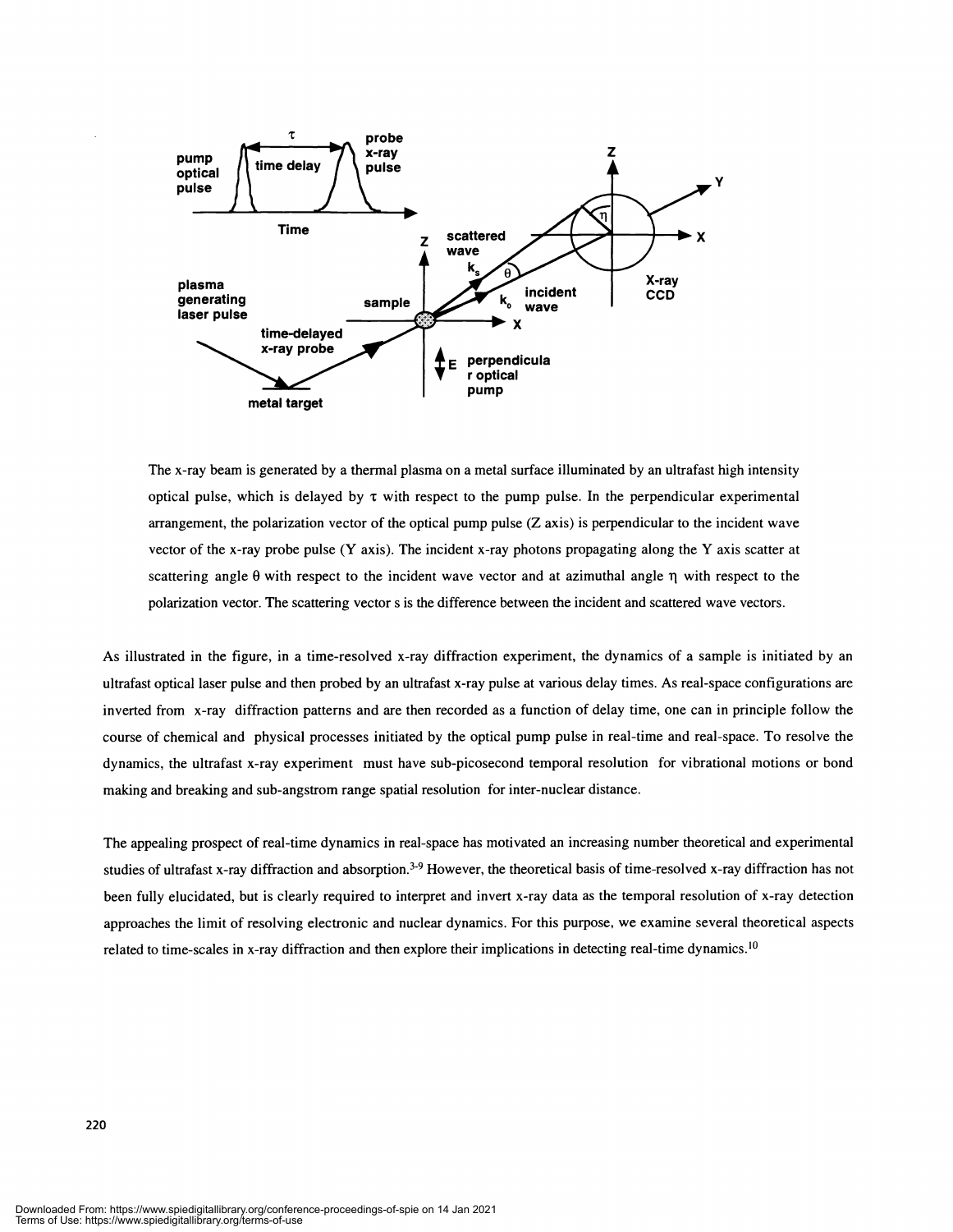The x-ray beam is generated by a thermal plasma on a metal surface illuminated by an ultrafast high intensity optical pulse, which is delayed by $\tau$ with respect to the pump pulse. In the perpendicular experimental arrangement, the polarization vector of the optical pump pulse (Z axis) is perpendicular to the incident wave vector of the x-ray probe pulse (Y axis). The incident x-ray photons propagating along the Y axis scatter at scattering angle $\theta$ with respect to the incident wave vector and at azimuthal angle $\eta$ with respect to the polarization vector. The scattering vector s is the difference between the incident and scattered wave vectors.

As illustrated in the figure, in a time-resolved x-ray diffraction experiment, the dynamics of a sample is initiated by an ultrafast optical laser pulse and then probed by an ultrafast x-ray pulse at various delay times. As real-space configurations are inverted from x-ray diffraction patterns and are then recorded as a function of delay time, one can in principle follow the course of chemical and physical processes initiated by the optical pump pulse in real-time and real-space. To resolve the dynamics, the ultrafast x-ray experiment must have sub-picosecond temporal resolution for vibrational motions or bond making and breaking and sub-angstrom range spatial resolution for inter-nuclear distance.

The appealing prospect of real-time dynamics in real-space has motivated an increasing number theoretical and experimental studies of ultrafast x-ray diffraction and absorption.[3-9] However, the theoretical basis of time-resolved x-ray diffraction has not been fully elucidated, but is clearly required to interpret and invert x-ray data as the temporal resolution of x-ray detection approaches the limit of resolving electronic and nuclear dynamics. For this purpose, we examine several theoretical aspects related to time-scales in x-ray diffraction and then explore their implications in detecting real-time dynamics.[10]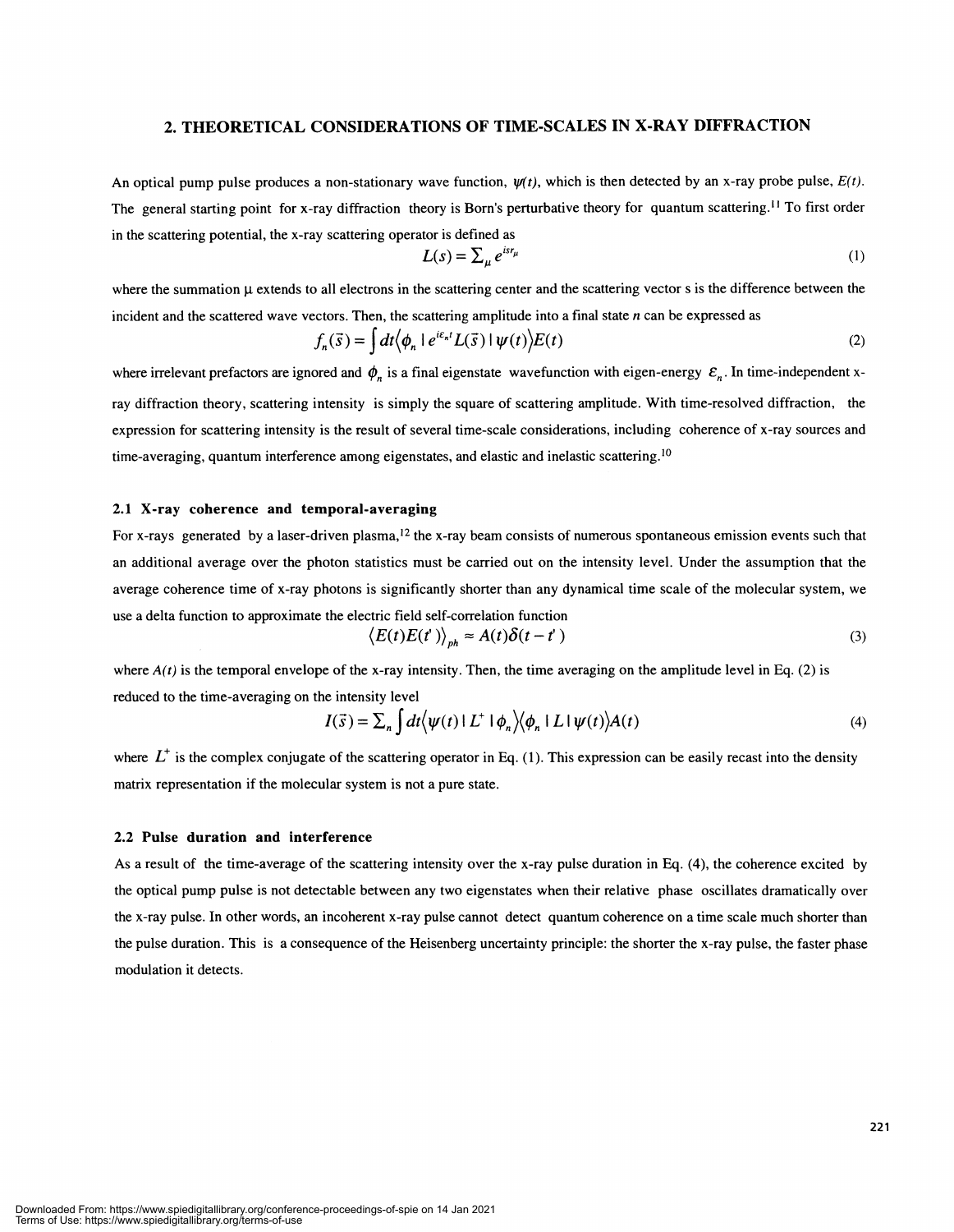## 2. THEORETICAL CONSIDERATIONS OF TIME-SCALES IN X-RAY DIFFRACTION

An optical pump pulse produces a non-stationary wave function, $\psi(t)$, which is then detected by an x-ray probe pulse, $E(t)$. The general starting point for x-ray diffraction theory is Born's perturbative theory for quantum scattering.[11] To first order in the scattering potential, the x-ray scattering operator is defined as

$$L(s) = \sum_{\mu} e^{isr_{\mu}} \tag{1}$$

where the summation $\mu$ extends to all electrons in the scattering center and the scattering vector s is the difference between the incident and the scattered wave vectors. Then, the scattering amplitude into a final state $n$ can be expressed as

$$f_n(\vec{s}) = \int dt \langle \phi_n \,|\, e^{i\varepsilon_n t} L(\vec{s}) \,|\, \psi(t) \rangle E(t) \tag{2}$$

where irrelevant prefactors are ignored and $\phi_n$ is a final eigenstate wavefunction with eigen-energy $\varepsilon_n$. In time-independent x-ray diffraction theory, scattering intensity is simply the square of scattering amplitude. With time-resolved diffraction, the expression for scattering intensity is the result of several time-scale considerations, including coherence of x-ray sources and time-averaging, quantum interference among eigenstates, and elastic and inelastic scattering.[10]

### 2.1 X-ray coherence and temporal-averaging

For x-rays generated by a laser-driven plasma,[12] the x-ray beam consists of numerous spontaneous emission events such that an additional average over the photon statistics must be carried out on the intensity level. Under the assumption that the average coherence time of x-ray photons is significantly shorter than any dynamical time scale of the molecular system, we use a delta function to approximate the electric field self-correlation function

$$\langle E(t)E(t') \rangle_{ph} \approx A(t)\delta(t - t') \tag{3}$$

where $A(t)$ is the temporal envelope of the x-ray intensity. Then, the time averaging on the amplitude level in Eq. (2) is reduced to the time-averaging on the intensity level

$$I(\vec{s}) = \sum_n \int dt \langle \psi(t) \,|\, L^+ \,|\, \phi_n \rangle \langle \phi_n \,|\, L \,|\, \psi(t) \rangle A(t) \tag{4}$$

where $L^+$ is the complex conjugate of the scattering operator in Eq. (1). This expression can be easily recast into the density matrix representation if the molecular system is not a pure state.

### 2.2 Pulse duration and interference

As a result of the time-average of the scattering intensity over the x-ray pulse duration in Eq. (4), the coherence excited by the optical pump pulse is not detectable between any two eigenstates when their relative phase oscillates dramatically over the x-ray pulse. In other words, an incoherent x-ray pulse cannot detect quantum coherence on a time scale much shorter than the pulse duration. This is a consequence of the Heisenberg uncertainty principle: the shorter the x-ray pulse, the faster phase modulation it detects.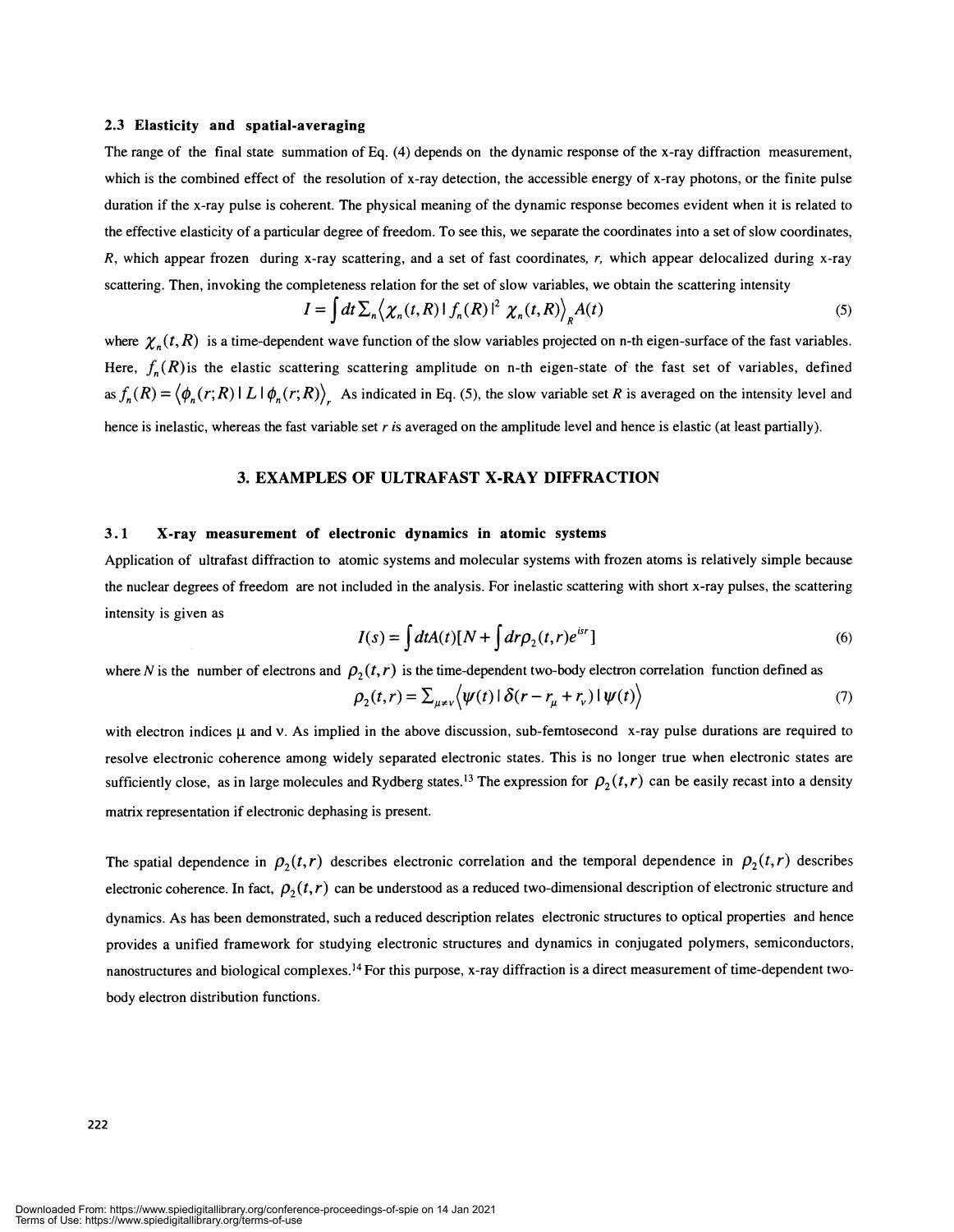### 2.3 Elasticity and spatial-averaging

The range of the final state summation of Eq. (4) depends on the dynamic response of the x-ray diffraction measurement, which is the combined effect of the resolution of x-ray detection, the accessible energy of x-ray photons, or the finite pulse duration if the x-ray pulse is coherent. The physical meaning of the dynamic response becomes evident when it is related to the effective elasticity of a particular degree of freedom. To see this, we separate the coordinates into a set of slow coordinates, $R$, which appear frozen during x-ray scattering, and a set of fast coordinates, $r$, which appear delocalized during x-ray scattering. Then, invoking the completeness relation for the set of slow variables, we obtain the scattering intensity

$$I = \int dt \sum_n \left\langle \chi_n(t,R) \,|\, f_n(R) \,|^2\, \chi_n(t,R) \right\rangle_R A(t) \tag{5}$$

where $\chi_n(t,R)$ is a time-dependent wave function of the slow variables projected on n-th eigen-surface of the fast variables. Here, $f_n(R)$ is the elastic scattering scattering amplitude on n-th eigen-state of the fast set of variables, defined as $f_n(R) = \left\langle \phi_n(r;R) \,|\, L \,|\, \phi_n(r;R) \right\rangle_r$ As indicated in Eq. (5), the slow variable set $R$ is averaged on the intensity level and hence is inelastic, whereas the fast variable set $r$ is averaged on the amplitude level and hence is elastic (at least partially).

## 3. EXAMPLES OF ULTRAFAST X-RAY DIFFRACTION

### 3.1 X-ray measurement of electronic dynamics in atomic systems

Application of ultrafast diffraction to atomic systems and molecular systems with frozen atoms is relatively simple because the nuclear degrees of freedom are not included in the analysis. For inelastic scattering with short x-ray pulses, the scattering intensity is given as

$$I(s) = \int dt A(t)[N + \int dr \rho_2(t,r) e^{isr}] \tag{6}$$

where $N$ is the number of electrons and $\rho_2(t,r)$ is the time-dependent two-body electron correlation function defined as

$$\rho_2(t,r) = \sum_{\mu \neq \nu} \left\langle \psi(t) \,|\, \delta(r - r_\mu + r_\nu) \,|\, \psi(t) \right\rangle \tag{7}$$

with electron indices μ and ν. As implied in the above discussion, sub-femtosecond x-ray pulse durations are required to resolve electronic coherence among widely separated electronic states. This is no longer true when electronic states are sufficiently close, as in large molecules and Rydberg states.[13] The expression for $\rho_2(t,r)$ can be easily recast into a density matrix representation if electronic dephasing is present.

The spatial dependence in $\rho_2(t,r)$ describes electronic correlation and the temporal dependence in $\rho_2(t,r)$ describes electronic coherence. In fact, $\rho_2(t,r)$ can be understood as a reduced two-dimensional description of electronic structure and dynamics. As has been demonstrated, such a reduced description relates electronic structures to optical properties and hence provides a unified framework for studying electronic structures and dynamics in conjugated polymers, semiconductors, nanostructures and biological complexes.[14] For this purpose, x-ray diffraction is a direct measurement of time-dependent two-body electron distribution functions.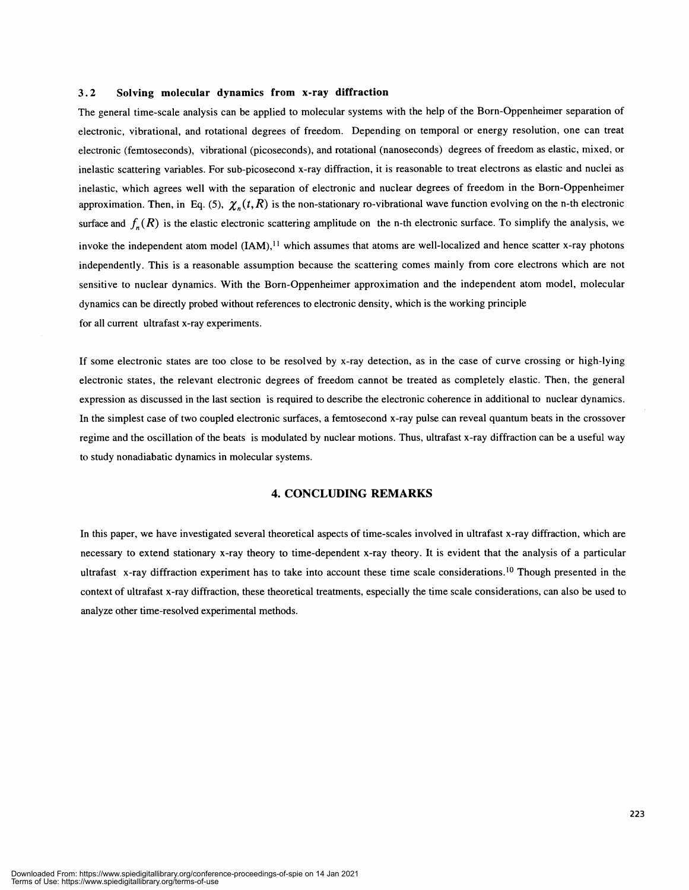### 3.2 Solving molecular dynamics from x-ray diffraction

The general time-scale analysis can be applied to molecular systems with the help of the Born-Oppenheimer separation of electronic, vibrational, and rotational degrees of freedom. Depending on temporal or energy resolution, one can treat electronic (femtoseconds), vibrational (picoseconds), and rotational (nanoseconds) degrees of freedom as elastic, mixed, or inelastic scattering variables. For sub-picosecond x-ray diffraction, it is reasonable to treat electrons as elastic and nuclei as inelastic, which agrees well with the separation of electronic and nuclear degrees of freedom in the Born-Oppenheimer approximation. Then, in Eq. (5), $\chi_n(t,R)$ is the non-stationary ro-vibrational wave function evolving on the n-th electronic surface and $f_n(R)$ is the elastic electronic scattering amplitude on the n-th electronic surface. To simplify the analysis, we invoke the independent atom model (IAM),[11] which assumes that atoms are well-localized and hence scatter x-ray photons independently. This is a reasonable assumption because the scattering comes mainly from core electrons which are not sensitive to nuclear dynamics. With the Born-Oppenheimer approximation and the independent atom model, molecular dynamics can be directly probed without references to electronic density, which is the working principle for all current ultrafast x-ray experiments.

If some electronic states are too close to be resolved by x-ray detection, as in the case of curve crossing or high-lying electronic states, the relevant electronic degrees of freedom cannot be treated as completely elastic. Then, the general expression as discussed in the last section is required to describe the electronic coherence in additional to nuclear dynamics. In the simplest case of two coupled electronic surfaces, a femtosecond x-ray pulse can reveal quantum beats in the crossover regime and the oscillation of the beats is modulated by nuclear motions. Thus, ultrafast x-ray diffraction can be a useful way to study nonadiabatic dynamics in molecular systems.

## 4. CONCLUDING REMARKS

In this paper, we have investigated several theoretical aspects of time-scales involved in ultrafast x-ray diffraction, which are necessary to extend stationary x-ray theory to time-dependent x-ray theory. It is evident that the analysis of a particular ultrafast x-ray diffraction experiment has to take into account these time scale considerations.[10] Though presented in the context of ultrafast x-ray diffraction, these theoretical treatments, especially the time scale considerations, can also be used to analyze other time-resolved experimental methods.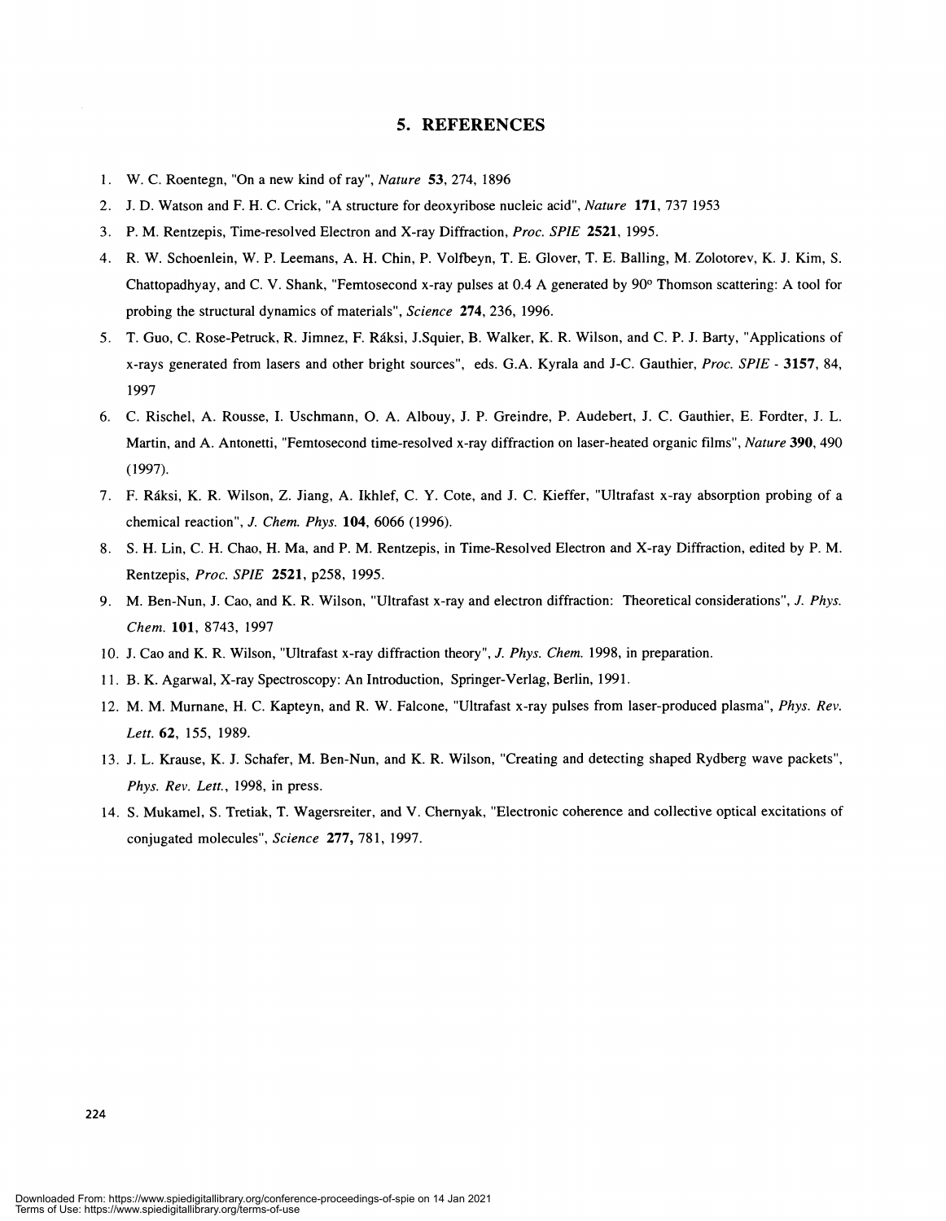## 5. REFERENCES

1. W. C. Roentegn, "On a new kind of ray", *Nature* **53**, 274, 1896
2. J. D. Watson and F. H. C. Crick, "A structure for deoxyribose nucleic acid", *Nature* **171**, 737 1953
3. P. M. Rentzepis, Time-resolved Electron and X-ray Diffraction, *Proc. SPIE* **2521**, 1995.
4. R. W. Schoenlein, W. P. Leemans, A. H. Chin, P. Volfbeyn, T. E. Glover, T. E. Balling, M. Zolotorev, K. J. Kim, S. Chattopadhyay, and C. V. Shank, "Femtosecond x-ray pulses at 0.4 A generated by 90° Thomson scattering: A tool for probing the structural dynamics of materials", *Science* **274**, 236, 1996.
5. T. Guo, C. Rose-Petruck, R. Jimnez, F. Ráksi, J.Squier, B. Walker, K. R. Wilson, and C. P. J. Barty, "Applications of x-rays generated from lasers and other bright sources", eds. G.A. Kyrala and J-C. Gauthier, *Proc. SPIE* - **3157**, 84, 1997
6. C. Rischel, A. Rousse, I. Uschmann, O. A. Albouy, J. P. Greindre, P. Audebert, J. C. Gauthier, E. Fordter, J. L. Martin, and A. Antonetti, "Femtosecond time-resolved x-ray diffraction on laser-heated organic films", *Nature* **390**, 490 (1997).
7. F. Ráksi, K. R. Wilson, Z. Jiang, A. Ikhlef, C. Y. Cote, and J. C. Kieffer, "Ultrafast x-ray absorption probing of a chemical reaction", *J. Chem. Phys.* **104**, 6066 (1996).
8. S. H. Lin, C. H. Chao, H. Ma, and P. M. Rentzepis, in Time-Resolved Electron and X-ray Diffraction, edited by P. M. Rentzepis, *Proc. SPIE* **2521**, p258, 1995.
9. M. Ben-Nun, J. Cao, and K. R. Wilson, "Ultrafast x-ray and electron diffraction: Theoretical considerations", *J. Phys. Chem.* **101**, 8743, 1997
10. J. Cao and K. R. Wilson, "Ultrafast x-ray diffraction theory", *J. Phys. Chem.* 1998, in preparation.
11. B. K. Agarwal, X-ray Spectroscopy: An Introduction, Springer-Verlag, Berlin, 1991.
12. M. M. Murnane, H. C. Kapteyn, and R. W. Falcone, "Ultrafast x-ray pulses from laser-produced plasma", *Phys. Rev. Lett.* **62**, 155, 1989.
13. J. L. Krause, K. J. Schafer, M. Ben-Nun, and K. R. Wilson, "Creating and detecting shaped Rydberg wave packets", *Phys. Rev. Lett.*, 1998, in press.
14. S. Mukamel, S. Tretiak, T. Wagersreiter, and V. Chernyak, "Electronic coherence and collective optical excitations of conjugated molecules", *Science* **277**, 781, 1997.